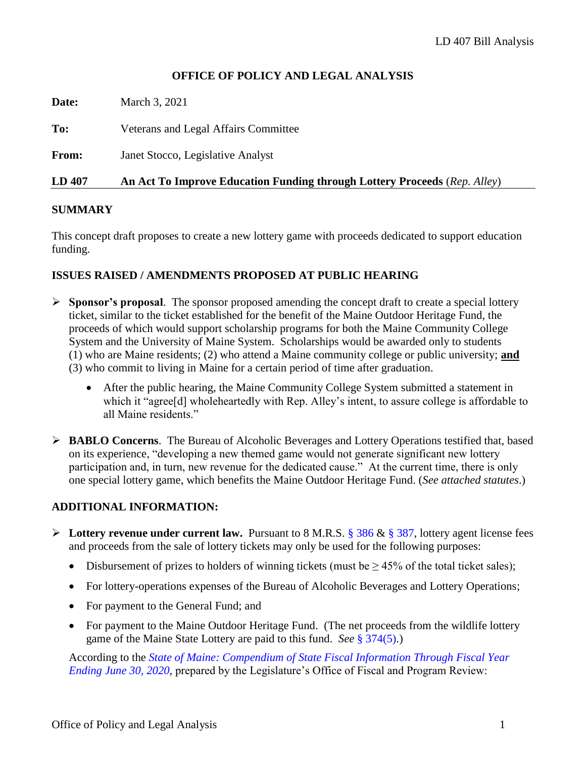## OFFICE OF POLICY AND LEGAL ANALYSIS

**Date:** March 3, 2021

**To:** Veterans and Legal Affairs Committee

**From:** Janet Stocco, Legislative Analyst

**LD 407** **An Act To Improve Education Funding through Lottery Proceeds** (*Rep. Alley*)

### SUMMARY

This concept draft proposes to create a new lottery game with proceeds dedicated to support education funding.

### ISSUES RAISED / AMENDMENTS PROPOSED AT PUBLIC HEARING

- **Sponsor's proposal**. The sponsor proposed amending the concept draft to create a special lottery ticket, similar to the ticket established for the benefit of the Maine Outdoor Heritage Fund, the proceeds of which would support scholarship programs for both the Maine Community College System and the University of Maine System. Scholarships would be awarded only to students (1) who are Maine residents; (2) who attend a Maine community college or public university; **and** (3) who commit to living in Maine for a certain period of time after graduation.
  - After the public hearing, the Maine Community College System submitted a statement in which it "agree[d] wholeheartedly with Rep. Alley's intent, to assure college is affordable to all Maine residents."
- **BABLO Concerns**. The Bureau of Alcoholic Beverages and Lottery Operations testified that, based on its experience, "developing a new themed game would not generate significant new lottery participation and, in turn, new revenue for the dedicated cause." At the current time, there is only one special lottery game, which benefits the Maine Outdoor Heritage Fund. (*See attached statutes*.)

### ADDITIONAL INFORMATION:

- **Lottery revenue under current law.** Pursuant to 8 M.R.S. § 386 & § 387, lottery agent license fees and proceeds from the sale of lottery tickets may only be used for the following purposes:
  - Disbursement of prizes to holders of winning tickets (must be ≥ 45% of the total ticket sales);
  - For lottery-operations expenses of the Bureau of Alcoholic Beverages and Lottery Operations;
  - For payment to the General Fund; and
  - For payment to the Maine Outdoor Heritage Fund. (The net proceeds from the wildlife lottery game of the Maine State Lottery are paid to this fund. *See* § 374(5).)

  According to the *State of Maine: Compendium of State Fiscal Information Through Fiscal Year Ending June 30, 2020*, prepared by the Legislature's Office of Fiscal and Program Review: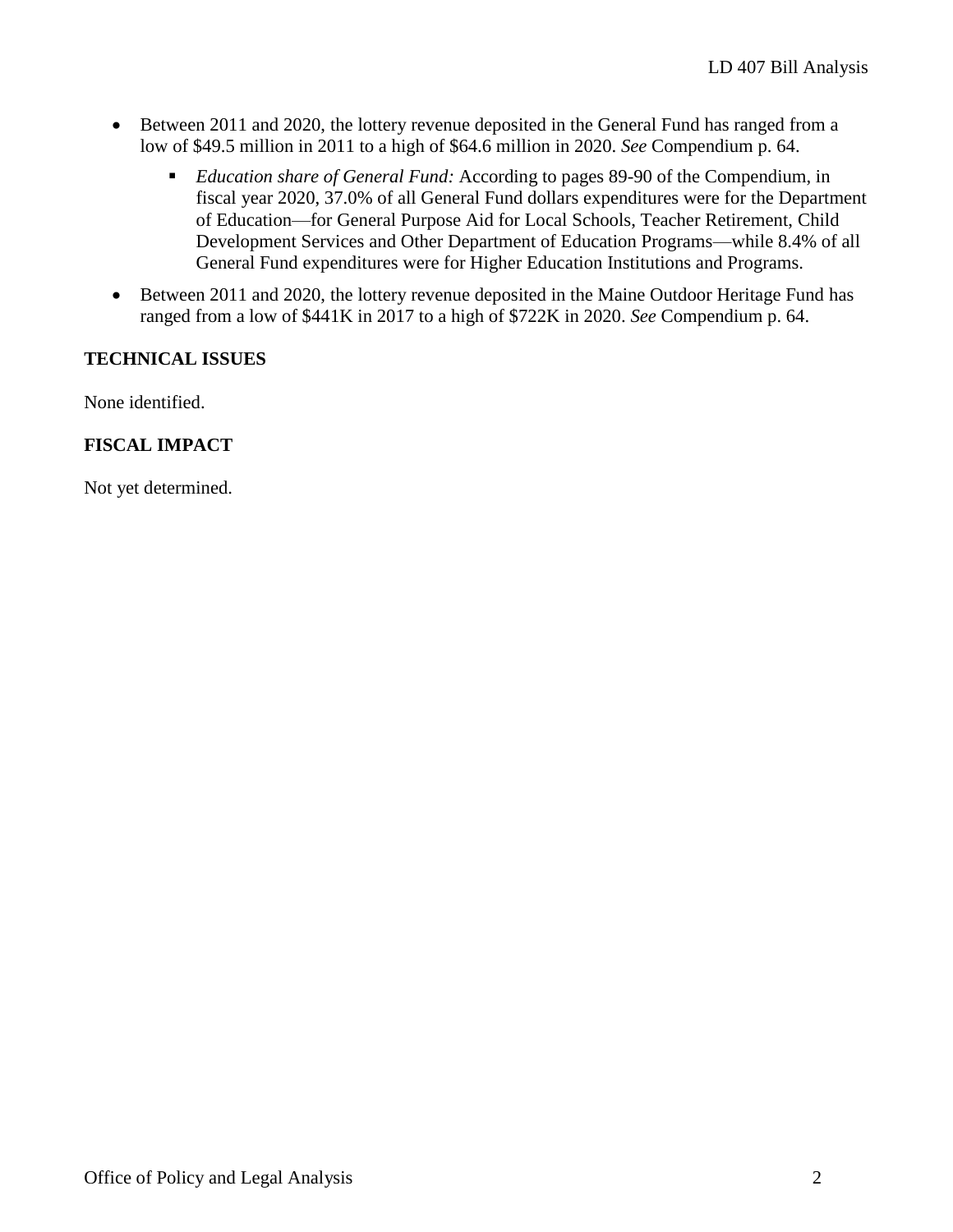- Between 2011 and 2020, the lottery revenue deposited in the General Fund has ranged from a low of $49.5 million in 2011 to a high of $64.6 million in 2020. *See* Compendium p. 64.
    - *Education share of General Fund:* According to pages 89-90 of the Compendium, in fiscal year 2020, 37.0% of all General Fund dollars expenditures were for the Department of Education—for General Purpose Aid for Local Schools, Teacher Retirement, Child Development Services and Other Department of Education Programs—while 8.4% of all General Fund expenditures were for Higher Education Institutions and Programs.
- Between 2011 and 2020, the lottery revenue deposited in the Maine Outdoor Heritage Fund has ranged from a low of $441K in 2017 to a high of $722K in 2020. *See* Compendium p. 64.

**TECHNICAL ISSUES**

None identified.

**FISCAL IMPACT**

Not yet determined.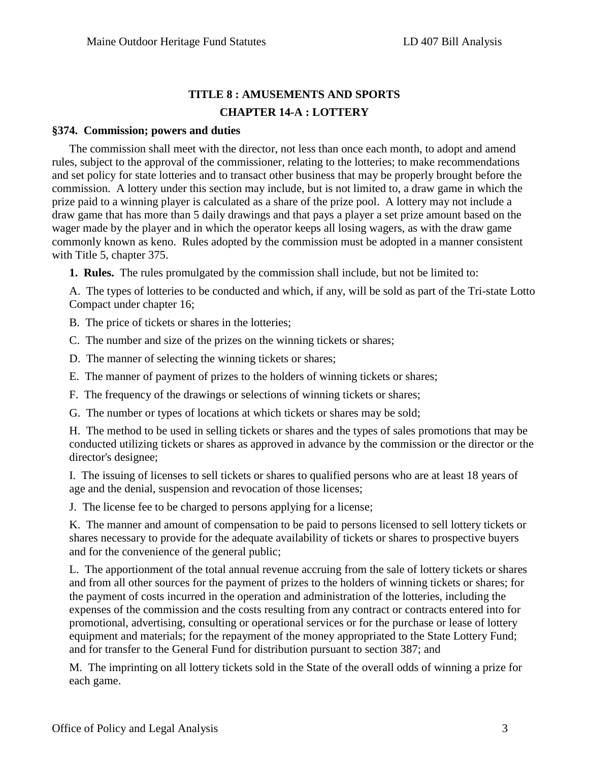# TITLE 8 : AMUSEMENTS AND SPORTS

## CHAPTER 14-A : LOTTERY

**§374. Commission; powers and duties**

The commission shall meet with the director, not less than once each month, to adopt and amend rules, subject to the approval of the commissioner, relating to the lotteries; to make recommendations and set policy for state lotteries and to transact other business that may be properly brought before the commission. A lottery under this section may include, but is not limited to, a draw game in which the prize paid to a winning player is calculated as a share of the prize pool. A lottery may not include a draw game that has more than 5 daily drawings and that pays a player a set prize amount based on the wager made by the player and in which the operator keeps all losing wagers, as with the draw game commonly known as keno. Rules adopted by the commission must be adopted in a manner consistent with Title 5, chapter 375.

**1. Rules.** The rules promulgated by the commission shall include, but not be limited to:

A. The types of lotteries to be conducted and which, if any, will be sold as part of the Tri-state Lotto Compact under chapter 16;

B. The price of tickets or shares in the lotteries;

C. The number and size of the prizes on the winning tickets or shares;

D. The manner of selecting the winning tickets or shares;

E. The manner of payment of prizes to the holders of winning tickets or shares;

F. The frequency of the drawings or selections of winning tickets or shares;

G. The number or types of locations at which tickets or shares may be sold;

H. The method to be used in selling tickets or shares and the types of sales promotions that may be conducted utilizing tickets or shares as approved in advance by the commission or the director or the director's designee;

I. The issuing of licenses to sell tickets or shares to qualified persons who are at least 18 years of age and the denial, suspension and revocation of those licenses;

J. The license fee to be charged to persons applying for a license;

K. The manner and amount of compensation to be paid to persons licensed to sell lottery tickets or shares necessary to provide for the adequate availability of tickets or shares to prospective buyers and for the convenience of the general public;

L. The apportionment of the total annual revenue accruing from the sale of lottery tickets or shares and from all other sources for the payment of prizes to the holders of winning tickets or shares; for the payment of costs incurred in the operation and administration of the lotteries, including the expenses of the commission and the costs resulting from any contract or contracts entered into for promotional, advertising, consulting or operational services or for the purchase or lease of lottery equipment and materials; for the repayment of the money appropriated to the State Lottery Fund; and for transfer to the General Fund for distribution pursuant to section 387; and

M. The imprinting on all lottery tickets sold in the State of the overall odds of winning a prize for each game.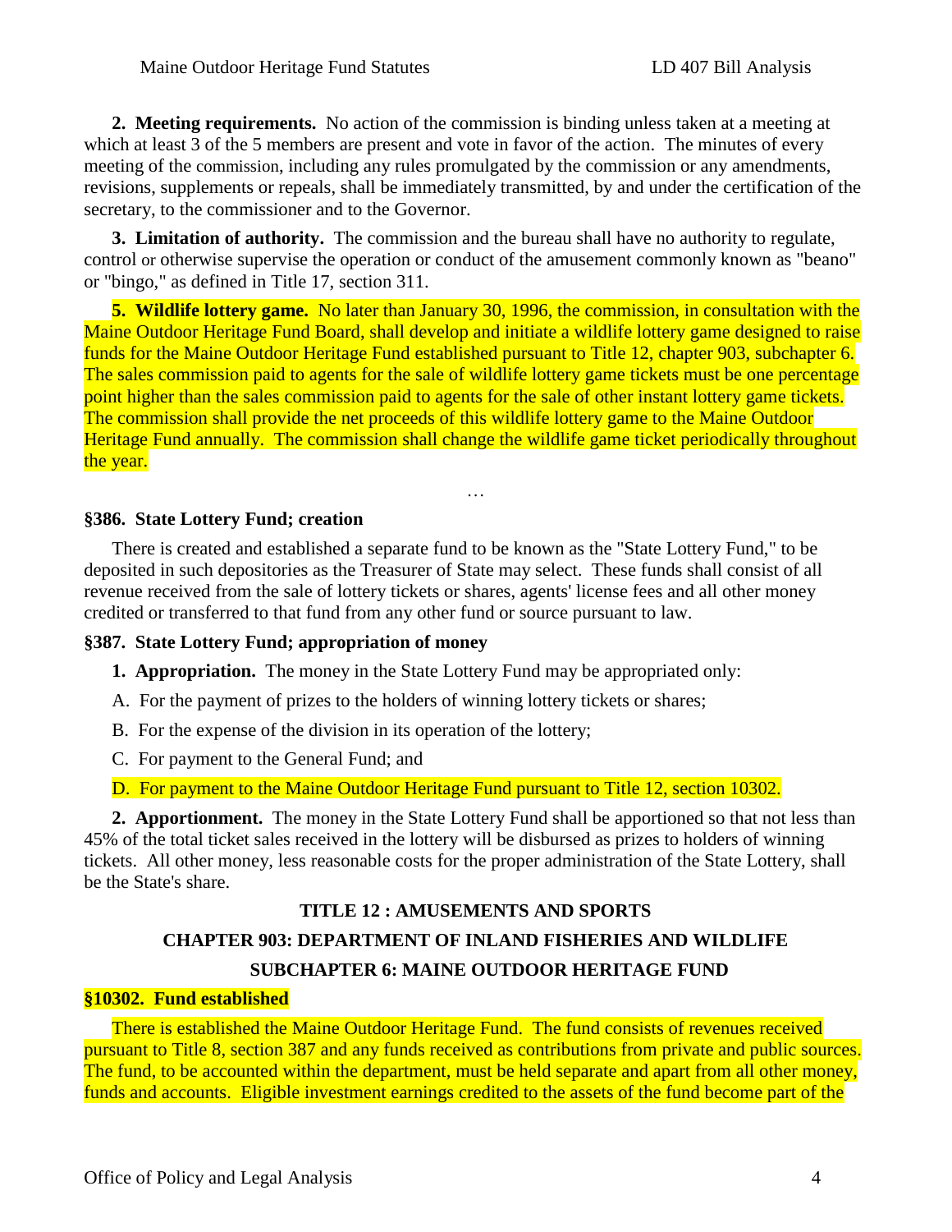**2. Meeting requirements.** No action of the commission is binding unless taken at a meeting at which at least 3 of the 5 members are present and vote in favor of the action. The minutes of every meeting of the commission, including any rules promulgated by the commission or any amendments, revisions, supplements or repeals, shall be immediately transmitted, by and under the certification of the secretary, to the commissioner and to the Governor.

**3. Limitation of authority.** The commission and the bureau shall have no authority to regulate, control or otherwise supervise the operation or conduct of the amusement commonly known as "beano" or "bingo," as defined in Title 17, section 311.

**5. Wildlife lottery game.** No later than January 30, 1996, the commission, in consultation with the Maine Outdoor Heritage Fund Board, shall develop and initiate a wildlife lottery game designed to raise funds for the Maine Outdoor Heritage Fund established pursuant to Title 12, chapter 903, subchapter 6. The sales commission paid to agents for the sale of wildlife lottery game tickets must be one percentage point higher than the sales commission paid to agents for the sale of other instant lottery game tickets. The commission shall provide the net proceeds of this wildlife lottery game to the Maine Outdoor Heritage Fund annually. The commission shall change the wildlife game ticket periodically throughout the year.

…

### §386. State Lottery Fund; creation

There is created and established a separate fund to be known as the "State Lottery Fund," to be deposited in such depositories as the Treasurer of State may select. These funds shall consist of all revenue received from the sale of lottery tickets or shares, agents' license fees and all other money credited or transferred to that fund from any other fund or source pursuant to law.

### §387. State Lottery Fund; appropriation of money

**1. Appropriation.** The money in the State Lottery Fund may be appropriated only:

A. For the payment of prizes to the holders of winning lottery tickets or shares;

B. For the expense of the division in its operation of the lottery;

C. For payment to the General Fund; and

D. For payment to the Maine Outdoor Heritage Fund pursuant to Title 12, section 10302.

**2. Apportionment.** The money in the State Lottery Fund shall be apportioned so that not less than 45% of the total ticket sales received in the lottery will be disbursed as prizes to holders of winning tickets. All other money, less reasonable costs for the proper administration of the State Lottery, shall be the State's share.

## TITLE 12 : AMUSEMENTS AND SPORTS

## CHAPTER 903: DEPARTMENT OF INLAND FISHERIES AND WILDLIFE

## SUBCHAPTER 6: MAINE OUTDOOR HERITAGE FUND

### §10302. Fund established

There is established the Maine Outdoor Heritage Fund. The fund consists of revenues received pursuant to Title 8, section 387 and any funds received as contributions from private and public sources. The fund, to be accounted within the department, must be held separate and apart from all other money, funds and accounts. Eligible investment earnings credited to the assets of the fund become part of the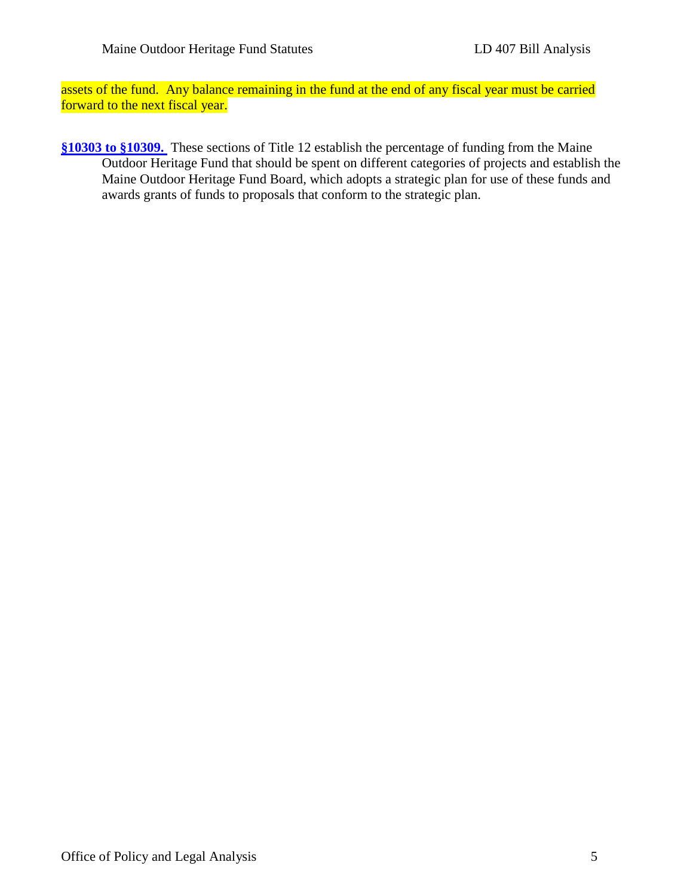assets of the fund. Any balance remaining in the fund at the end of any fiscal year must be carried forward to the next fiscal year.

**§10303 to §10309.** These sections of Title 12 establish the percentage of funding from the Maine Outdoor Heritage Fund that should be spent on different categories of projects and establish the Maine Outdoor Heritage Fund Board, which adopts a strategic plan for use of these funds and awards grants of funds to proposals that conform to the strategic plan.